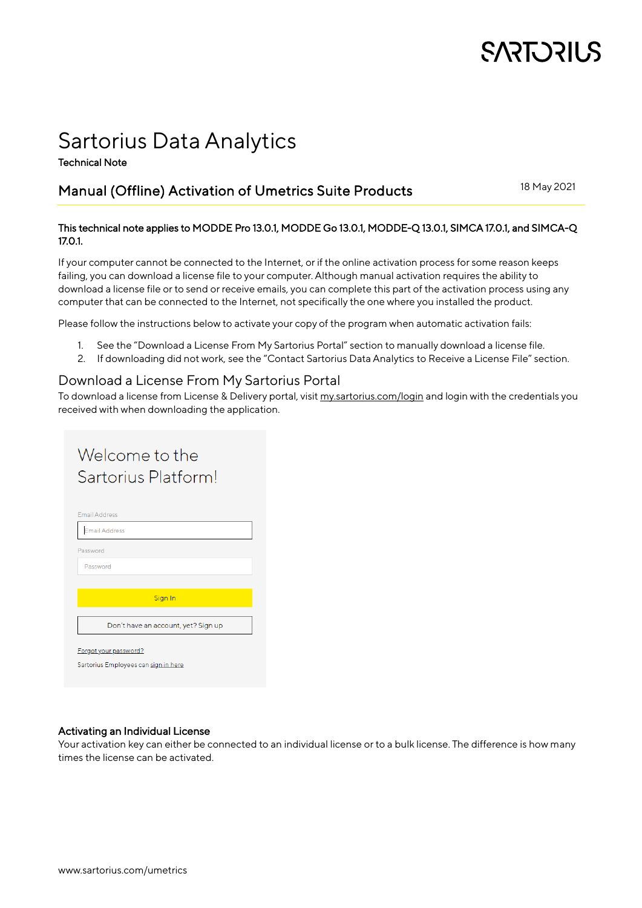# Sartorius Data Analytics

Technical Note

## Manual (Offline) Activation of Umetrics Suite Products

18 May 2021

**This technical note applies to MODDE Pro 13.0.1, MODDE Go 13.0.1, MODDE-Q 13.0.1, SIMCA 17.0.1, and SIMCA-Q 17.0.1.**

If your computer cannot be connected to the Internet, or if the online activation process for some reason keeps failing, you can download a license file to your computer. Although manual activation requires the ability to download a license file or to send or receive emails, you can complete this part of the activation process using any computer that can be connected to the Internet, not specifically the one where you installed the product.

Please follow the instructions below to activate your copy of the program when automatic activation fails:

1. See the "Download a License From My Sartorius Portal" section to manually download a license file.
2. If downloading did not work, see the "Contact Sartorius Data Analytics to Receive a License File" section.

## Download a License From My Sartorius Portal

To download a license from License & Delivery portal, visit my.sartorius.com/login and login with the credentials you received with when downloading the application.

Welcome to the Sartorius Platform!

Email Address

Password

Sign In

Don't have an account, yet? Sign up

Forgot your password?

Sartorius Employees can sign in here

### Activating an Individual License

Your activation key can either be connected to an individual license or to a bulk license. The difference is how many times the license can be activated.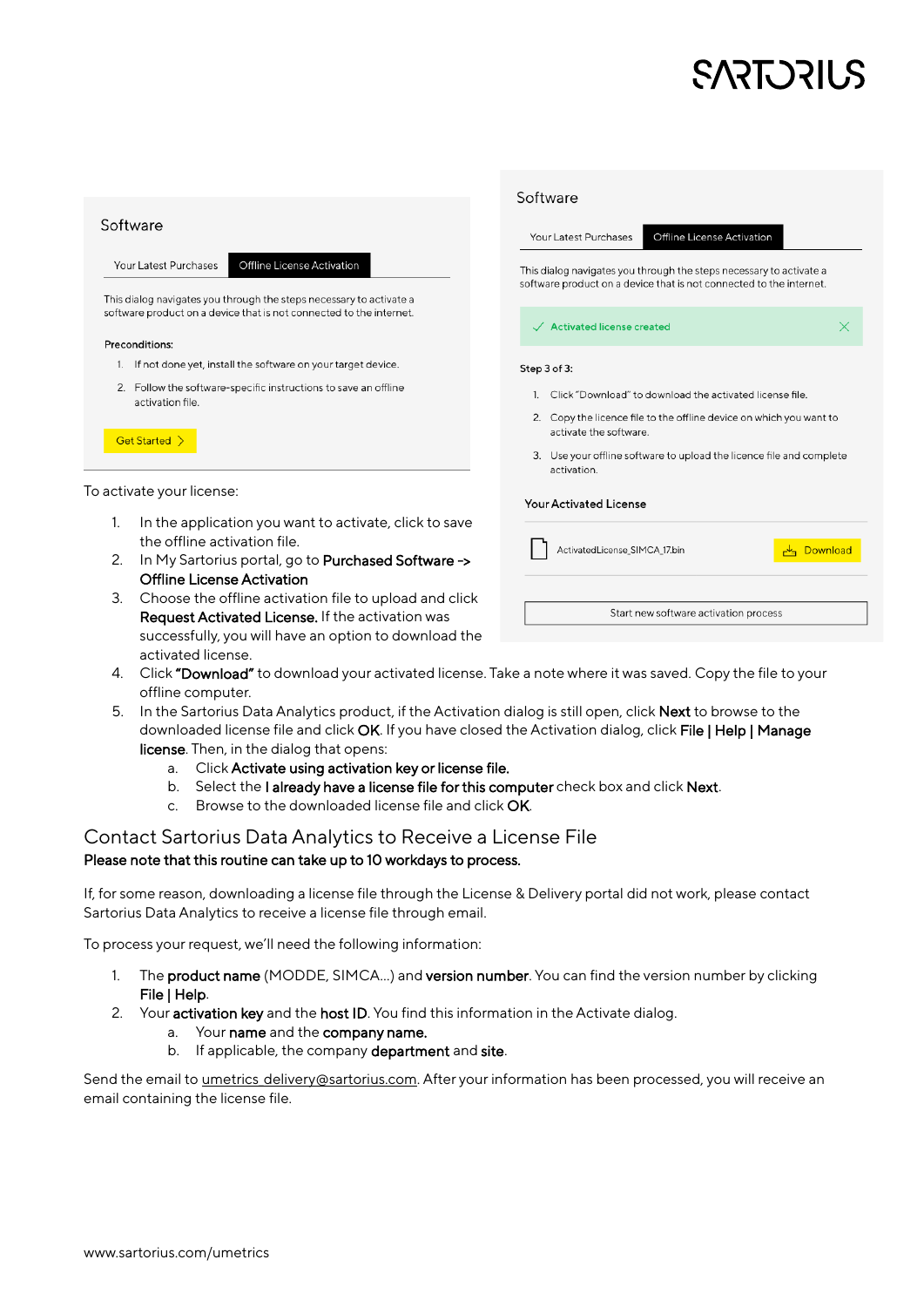Software

Your Latest Purchases | Offline License Activation

This dialog navigates you through the steps necessary to activate a software product on a device that is not connected to the internet.

**Preconditions:**

1. If not done yet, install the software on your target device.
2. Follow the software-specific instructions to save an offline activation file.

Get Started >

Software

Your Latest Purchases | Offline License Activation

This dialog navigates you through the steps necessary to activate a software product on a device that is not connected to the internet.

✓ Activated license created

**Step 3 of 3:**

1. Click "Download" to download the activated license file.
2. Copy the licence file to the offline device on which you want to activate the software.
3. Use your offline software to upload the licence file and complete activation.

**Your Activated License**

ActivatedLicense_SIMCA_17.bin — Download

Start new software activation process

To activate your license:

1. In the application you want to activate, click to save the offline activation file.
2. In My Sartorius portal, go to **Purchased Software -> Offline License Activation**
3. Choose the offline activation file to upload and click **Request Activated License.** If the activation was successfully, you will have an option to download the activated license.
4. Click **"Download"** to download your activated license. Take a note where it was saved. Copy the file to your offline computer.
5. In the Sartorius Data Analytics product, if the Activation dialog is still open, click **Next** to browse to the downloaded license file and click **OK**. If you have closed the Activation dialog, click **File | Help | Manage license**. Then, in the dialog that opens:
   a. Click **Activate using activation key or license file.**
   b. Select the **I already have a license file for this computer** check box and click **Next**.
   c. Browse to the downloaded license file and click **OK**.

## Contact Sartorius Data Analytics to Receive a License File

**Please note that this routine can take up to 10 workdays to process.**

If, for some reason, downloading a license file through the License & Delivery portal did not work, please contact Sartorius Data Analytics to receive a license file through email.

To process your request, we'll need the following information:

1. The **product name** (MODDE, SIMCA...) and **version number**. You can find the version number by clicking **File | Help**.
2. Your **activation key** and the **host ID**. You find this information in the Activate dialog.
   a. Your **name** and the **company name.**
   b. If applicable, the company **department** and **site**.

Send the email to umetrics_delivery@sartorius.com. After your information has been processed, you will receive an email containing the license file.